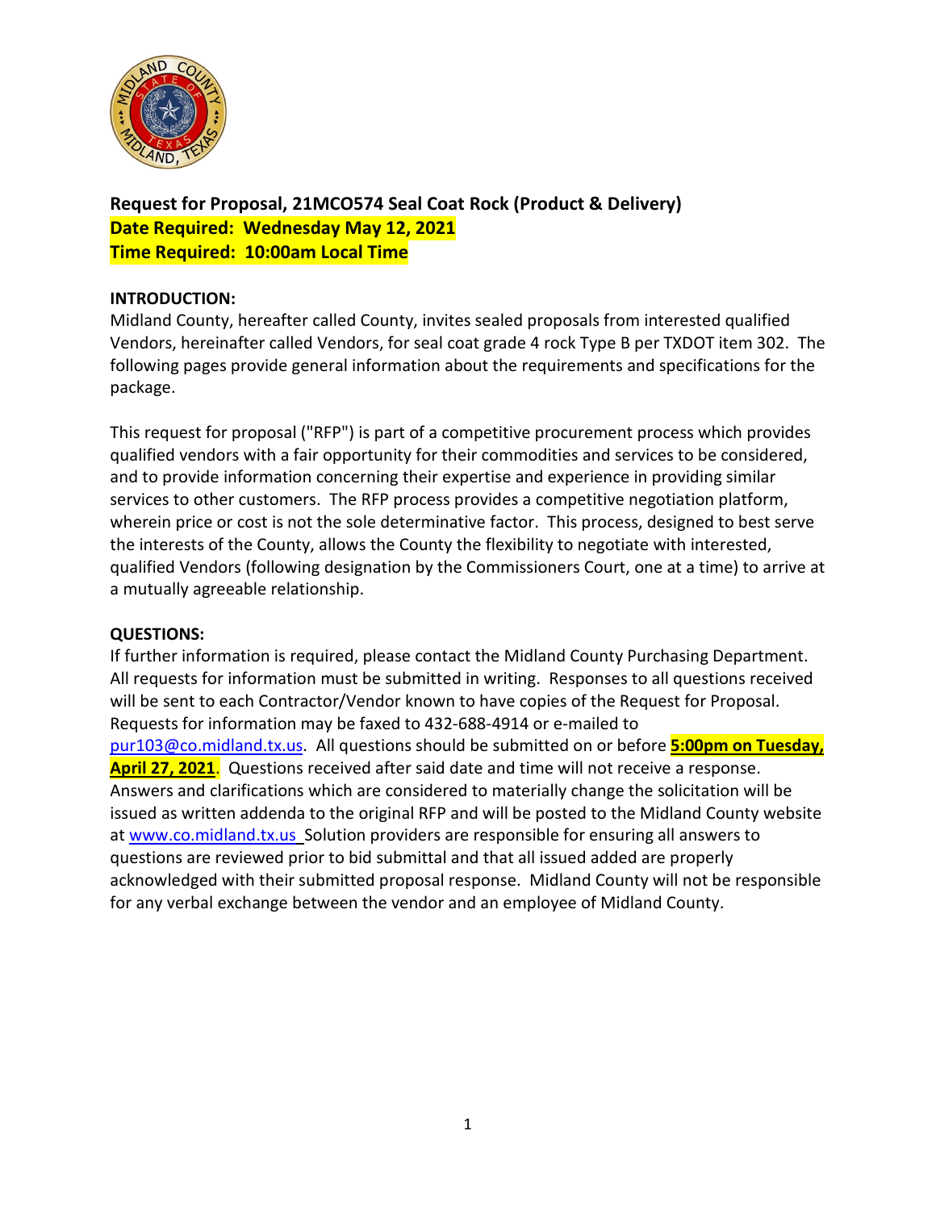**Request for Proposal, 21MCO574 Seal Coat Rock (Product & Delivery)**
**Date Required: Wednesday May 12, 2021**
**Time Required: 10:00am Local Time**

**INTRODUCTION:**
Midland County, hereafter called County, invites sealed proposals from interested qualified Vendors, hereinafter called Vendors, for seal coat grade 4 rock Type B per TXDOT item 302. The following pages provide general information about the requirements and specifications for the package.

This request for proposal ("RFP") is part of a competitive procurement process which provides qualified vendors with a fair opportunity for their commodities and services to be considered, and to provide information concerning their expertise and experience in providing similar services to other customers. The RFP process provides a competitive negotiation platform, wherein price or cost is not the sole determinative factor. This process, designed to best serve the interests of the County, allows the County the flexibility to negotiate with interested, qualified Vendors (following designation by the Commissioners Court, one at a time) to arrive at a mutually agreeable relationship.

**QUESTIONS:**
If further information is required, please contact the Midland County Purchasing Department. All requests for information must be submitted in writing. Responses to all questions received will be sent to each Contractor/Vendor known to have copies of the Request for Proposal. Requests for information may be faxed to 432-688-4914 or e-mailed to pur103@co.midland.tx.us. All questions should be submitted on or before **5:00pm on Tuesday, April 27, 2021**. Questions received after said date and time will not receive a response. Answers and clarifications which are considered to materially change the solicitation will be issued as written addenda to the original RFP and will be posted to the Midland County website at www.co.midland.tx.us Solution providers are responsible for ensuring all answers to questions are reviewed prior to bid submittal and that all issued added are properly acknowledged with their submitted proposal response. Midland County will not be responsible for any verbal exchange between the vendor and an employee of Midland County.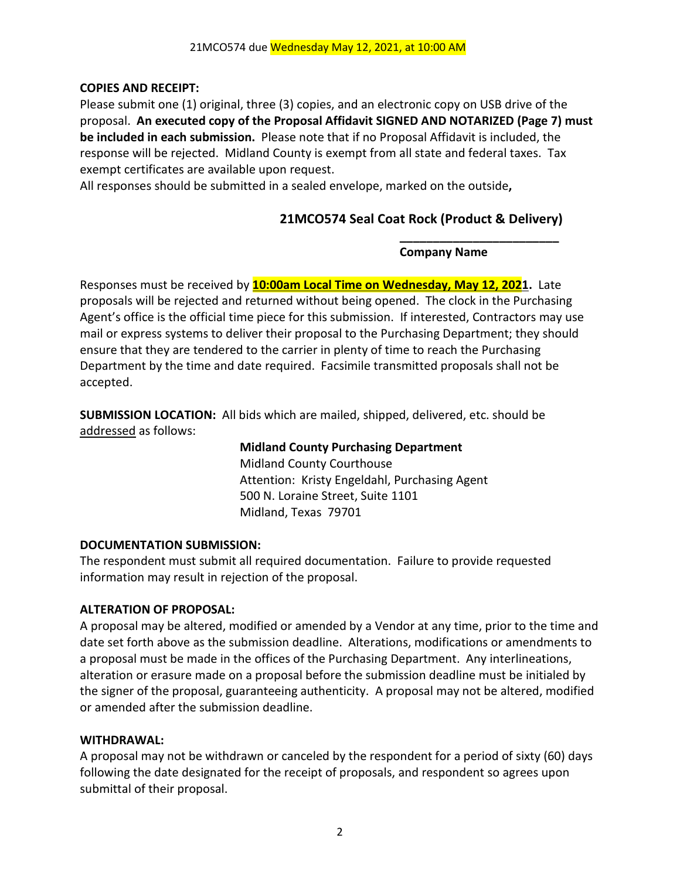21MCO574 due Wednesday May 12, 2021, at 10:00 AM

**COPIES AND RECEIPT:**

Please submit one (1) original, three (3) copies, and an electronic copy on USB drive of the proposal. **An executed copy of the Proposal Affidavit SIGNED AND NOTARIZED (Page 7) must be included in each submission.** Please note that if no Proposal Affidavit is included, the response will be rejected. Midland County is exempt from all state and federal taxes. Tax exempt certificates are available upon request.

All responses should be submitted in a sealed envelope, marked on the outside**,**

**21MCO574 Seal Coat Rock (Product & Delivery)**

**________________________**

**Company Name**

Responses must be received by **10:00am Local Time on Wednesday, May 12, 2021.** Late proposals will be rejected and returned without being opened. The clock in the Purchasing Agent's office is the official time piece for this submission. If interested, Contractors may use mail or express systems to deliver their proposal to the Purchasing Department; they should ensure that they are tendered to the carrier in plenty of time to reach the Purchasing Department by the time and date required. Facsimile transmitted proposals shall not be accepted.

**SUBMISSION LOCATION:** All bids which are mailed, shipped, delivered, etc. should be addressed as follows:

**Midland County Purchasing Department**
Midland County Courthouse
Attention: Kristy Engeldahl, Purchasing Agent
500 N. Loraine Street, Suite 1101
Midland, Texas 79701

**DOCUMENTATION SUBMISSION:**

The respondent must submit all required documentation. Failure to provide requested information may result in rejection of the proposal.

**ALTERATION OF PROPOSAL:**

A proposal may be altered, modified or amended by a Vendor at any time, prior to the time and date set forth above as the submission deadline. Alterations, modifications or amendments to a proposal must be made in the offices of the Purchasing Department. Any interlineations, alteration or erasure made on a proposal before the submission deadline must be initialed by the signer of the proposal, guaranteeing authenticity. A proposal may not be altered, modified or amended after the submission deadline.

**WITHDRAWAL:**

A proposal may not be withdrawn or canceled by the respondent for a period of sixty (60) days following the date designated for the receipt of proposals, and respondent so agrees upon submittal of their proposal.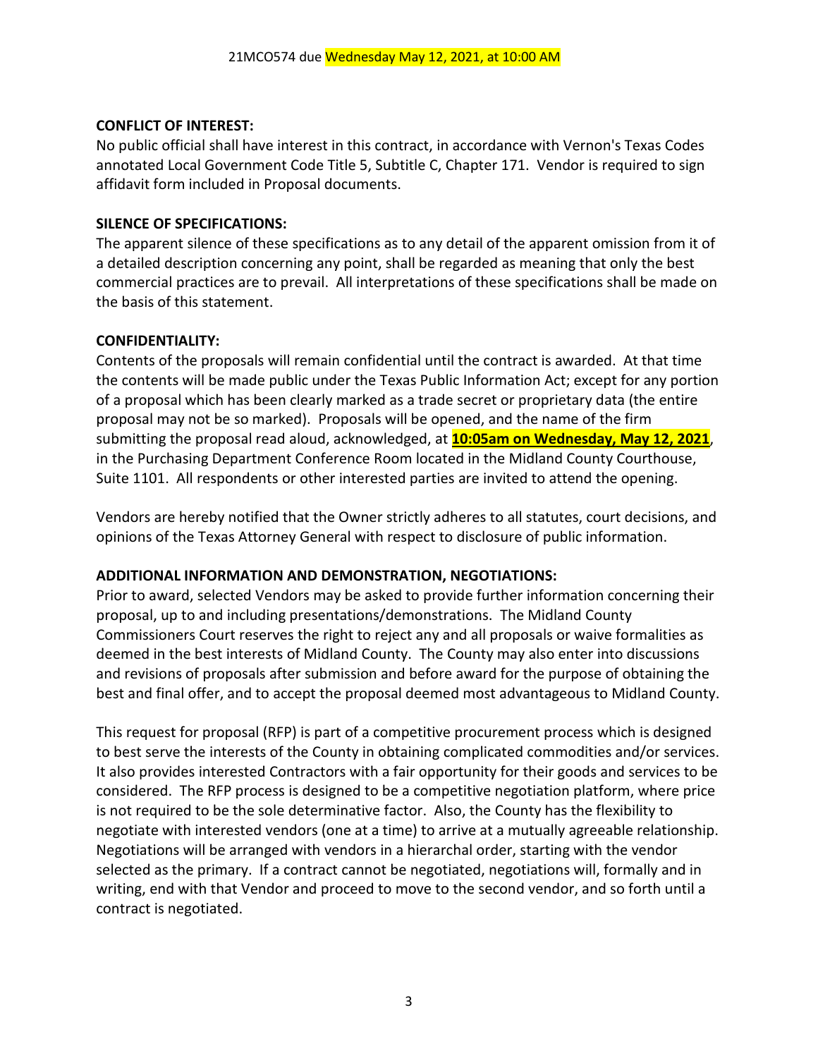**CONFLICT OF INTEREST:**
No public official shall have interest in this contract, in accordance with Vernon's Texas Codes annotated Local Government Code Title 5, Subtitle C, Chapter 171. Vendor is required to sign affidavit form included in Proposal documents.

**SILENCE OF SPECIFICATIONS:**
The apparent silence of these specifications as to any detail of the apparent omission from it of a detailed description concerning any point, shall be regarded as meaning that only the best commercial practices are to prevail. All interpretations of these specifications shall be made on the basis of this statement.

**CONFIDENTIALITY:**
Contents of the proposals will remain confidential until the contract is awarded. At that time the contents will be made public under the Texas Public Information Act; except for any portion of a proposal which has been clearly marked as a trade secret or proprietary data (the entire proposal may not be so marked). Proposals will be opened, and the name of the firm submitting the proposal read aloud, acknowledged, at **10:05am on Wednesday, May 12, 2021**, in the Purchasing Department Conference Room located in the Midland County Courthouse, Suite 1101. All respondents or other interested parties are invited to attend the opening.

Vendors are hereby notified that the Owner strictly adheres to all statutes, court decisions, and opinions of the Texas Attorney General with respect to disclosure of public information.

**ADDITIONAL INFORMATION AND DEMONSTRATION, NEGOTIATIONS:**
Prior to award, selected Vendors may be asked to provide further information concerning their proposal, up to and including presentations/demonstrations. The Midland County Commissioners Court reserves the right to reject any and all proposals or waive formalities as deemed in the best interests of Midland County. The County may also enter into discussions and revisions of proposals after submission and before award for the purpose of obtaining the best and final offer, and to accept the proposal deemed most advantageous to Midland County.

This request for proposal (RFP) is part of a competitive procurement process which is designed to best serve the interests of the County in obtaining complicated commodities and/or services. It also provides interested Contractors with a fair opportunity for their goods and services to be considered. The RFP process is designed to be a competitive negotiation platform, where price is not required to be the sole determinative factor. Also, the County has the flexibility to negotiate with interested vendors (one at a time) to arrive at a mutually agreeable relationship. Negotiations will be arranged with vendors in a hierarchal order, starting with the vendor selected as the primary. If a contract cannot be negotiated, negotiations will, formally and in writing, end with that Vendor and proceed to move to the second vendor, and so forth until a contract is negotiated.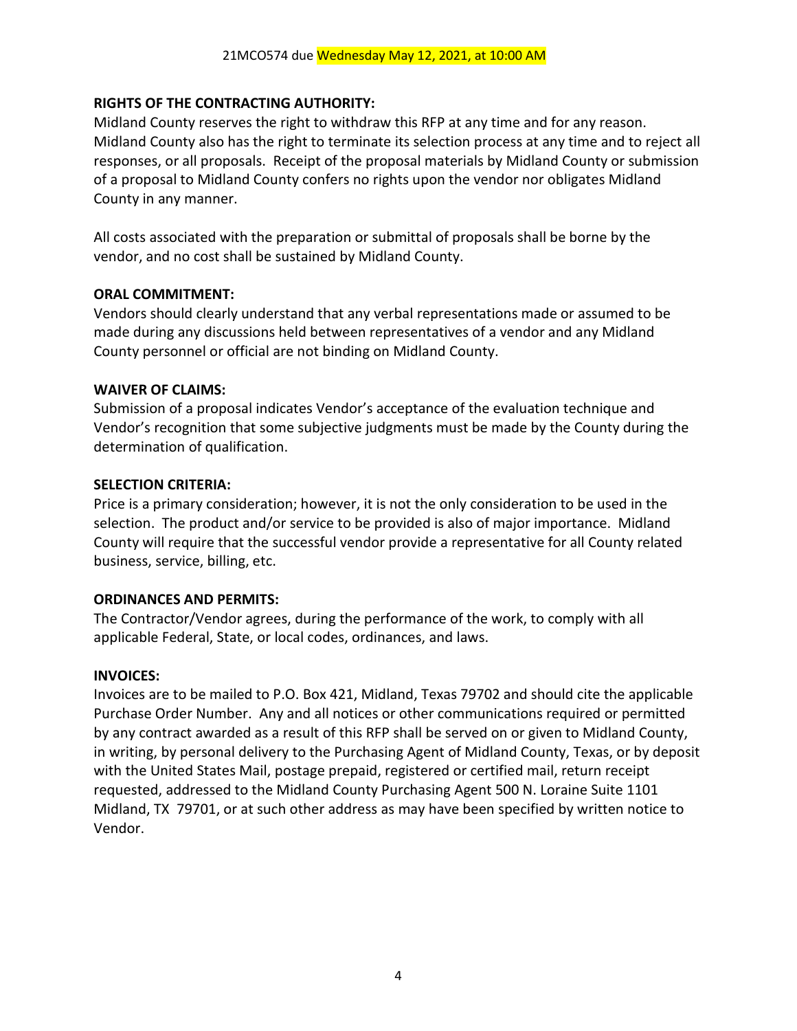21MCO574 due Wednesday May 12, 2021, at 10:00 AM

**RIGHTS OF THE CONTRACTING AUTHORITY:**
Midland County reserves the right to withdraw this RFP at any time and for any reason. Midland County also has the right to terminate its selection process at any time and to reject all responses, or all proposals. Receipt of the proposal materials by Midland County or submission of a proposal to Midland County confers no rights upon the vendor nor obligates Midland County in any manner.

All costs associated with the preparation or submittal of proposals shall be borne by the vendor, and no cost shall be sustained by Midland County.

**ORAL COMMITMENT:**
Vendors should clearly understand that any verbal representations made or assumed to be made during any discussions held between representatives of a vendor and any Midland County personnel or official are not binding on Midland County.

**WAIVER OF CLAIMS:**
Submission of a proposal indicates Vendor's acceptance of the evaluation technique and Vendor's recognition that some subjective judgments must be made by the County during the determination of qualification.

**SELECTION CRITERIA:**
Price is a primary consideration; however, it is not the only consideration to be used in the selection. The product and/or service to be provided is also of major importance. Midland County will require that the successful vendor provide a representative for all County related business, service, billing, etc.

**ORDINANCES AND PERMITS:**
The Contractor/Vendor agrees, during the performance of the work, to comply with all applicable Federal, State, or local codes, ordinances, and laws.

**INVOICES:**
Invoices are to be mailed to P.O. Box 421, Midland, Texas 79702 and should cite the applicable Purchase Order Number. Any and all notices or other communications required or permitted by any contract awarded as a result of this RFP shall be served on or given to Midland County, in writing, by personal delivery to the Purchasing Agent of Midland County, Texas, or by deposit with the United States Mail, postage prepaid, registered or certified mail, return receipt requested, addressed to the Midland County Purchasing Agent 500 N. Loraine Suite 1101 Midland, TX 79701, or at such other address as may have been specified by written notice to Vendor.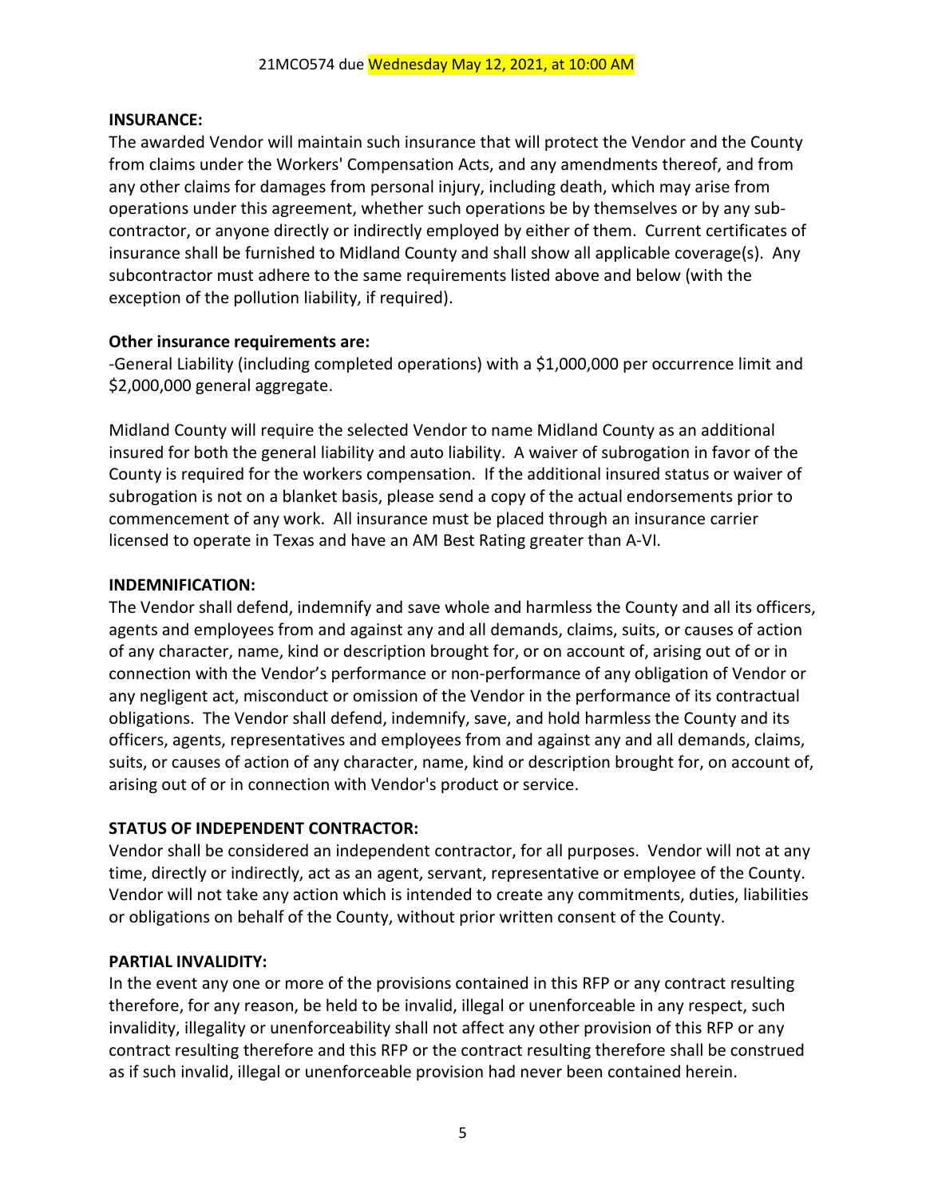**INSURANCE:**

The awarded Vendor will maintain such insurance that will protect the Vendor and the County from claims under the Workers' Compensation Acts, and any amendments thereof, and from any other claims for damages from personal injury, including death, which may arise from operations under this agreement, whether such operations be by themselves or by any sub-contractor, or anyone directly or indirectly employed by either of them. Current certificates of insurance shall be furnished to Midland County and shall show all applicable coverage(s). Any subcontractor must adhere to the same requirements listed above and below (with the exception of the pollution liability, if required).

**Other insurance requirements are:**

-General Liability (including completed operations) with a $1,000,000 per occurrence limit and $2,000,000 general aggregate.

Midland County will require the selected Vendor to name Midland County as an additional insured for both the general liability and auto liability. A waiver of subrogation in favor of the County is required for the workers compensation. If the additional insured status or waiver of subrogation is not on a blanket basis, please send a copy of the actual endorsements prior to commencement of any work. All insurance must be placed through an insurance carrier licensed to operate in Texas and have an AM Best Rating greater than A-VI.

**INDEMNIFICATION:**

The Vendor shall defend, indemnify and save whole and harmless the County and all its officers, agents and employees from and against any and all demands, claims, suits, or causes of action of any character, name, kind or description brought for, or on account of, arising out of or in connection with the Vendor's performance or non-performance of any obligation of Vendor or any negligent act, misconduct or omission of the Vendor in the performance of its contractual obligations. The Vendor shall defend, indemnify, save, and hold harmless the County and its officers, agents, representatives and employees from and against any and all demands, claims, suits, or causes of action of any character, name, kind or description brought for, on account of, arising out of or in connection with Vendor's product or service.

**STATUS OF INDEPENDENT CONTRACTOR:**

Vendor shall be considered an independent contractor, for all purposes. Vendor will not at any time, directly or indirectly, act as an agent, servant, representative or employee of the County. Vendor will not take any action which is intended to create any commitments, duties, liabilities or obligations on behalf of the County, without prior written consent of the County.

**PARTIAL INVALIDITY:**

In the event any one or more of the provisions contained in this RFP or any contract resulting therefore, for any reason, be held to be invalid, illegal or unenforceable in any respect, such invalidity, illegality or unenforceability shall not affect any other provision of this RFP or any contract resulting therefore and this RFP or the contract resulting therefore shall be construed as if such invalid, illegal or unenforceable provision had never been contained herein.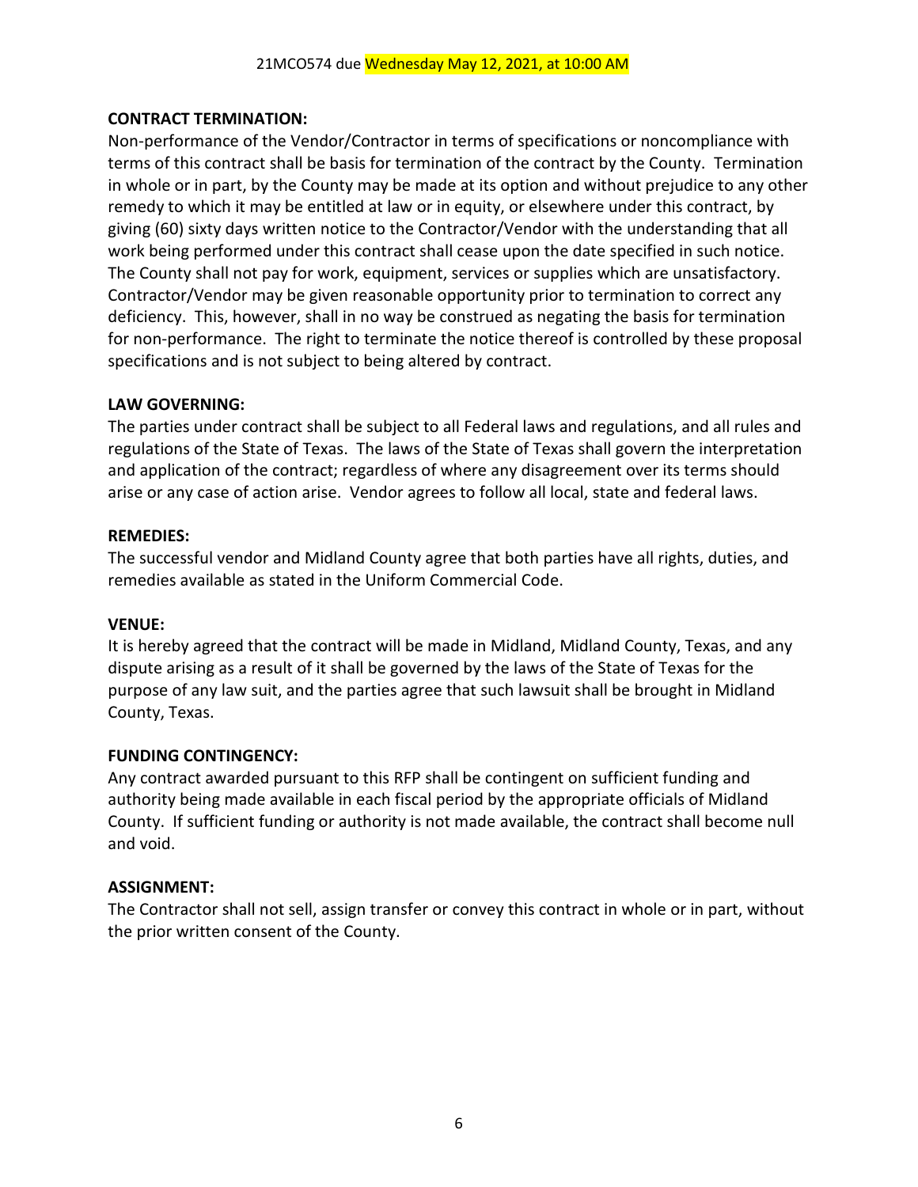**CONTRACT TERMINATION:**

Non-performance of the Vendor/Contractor in terms of specifications or noncompliance with terms of this contract shall be basis for termination of the contract by the County. Termination in whole or in part, by the County may be made at its option and without prejudice to any other remedy to which it may be entitled at law or in equity, or elsewhere under this contract, by giving (60) sixty days written notice to the Contractor/Vendor with the understanding that all work being performed under this contract shall cease upon the date specified in such notice. The County shall not pay for work, equipment, services or supplies which are unsatisfactory. Contractor/Vendor may be given reasonable opportunity prior to termination to correct any deficiency. This, however, shall in no way be construed as negating the basis for termination for non-performance. The right to terminate the notice thereof is controlled by these proposal specifications and is not subject to being altered by contract.

**LAW GOVERNING:**

The parties under contract shall be subject to all Federal laws and regulations, and all rules and regulations of the State of Texas. The laws of the State of Texas shall govern the interpretation and application of the contract; regardless of where any disagreement over its terms should arise or any case of action arise. Vendor agrees to follow all local, state and federal laws.

**REMEDIES:**

The successful vendor and Midland County agree that both parties have all rights, duties, and remedies available as stated in the Uniform Commercial Code.

**VENUE:**

It is hereby agreed that the contract will be made in Midland, Midland County, Texas, and any dispute arising as a result of it shall be governed by the laws of the State of Texas for the purpose of any law suit, and the parties agree that such lawsuit shall be brought in Midland County, Texas.

**FUNDING CONTINGENCY:**

Any contract awarded pursuant to this RFP shall be contingent on sufficient funding and authority being made available in each fiscal period by the appropriate officials of Midland County. If sufficient funding or authority is not made available, the contract shall become null and void.

**ASSIGNMENT:**

The Contractor shall not sell, assign transfer or convey this contract in whole or in part, without the prior written consent of the County.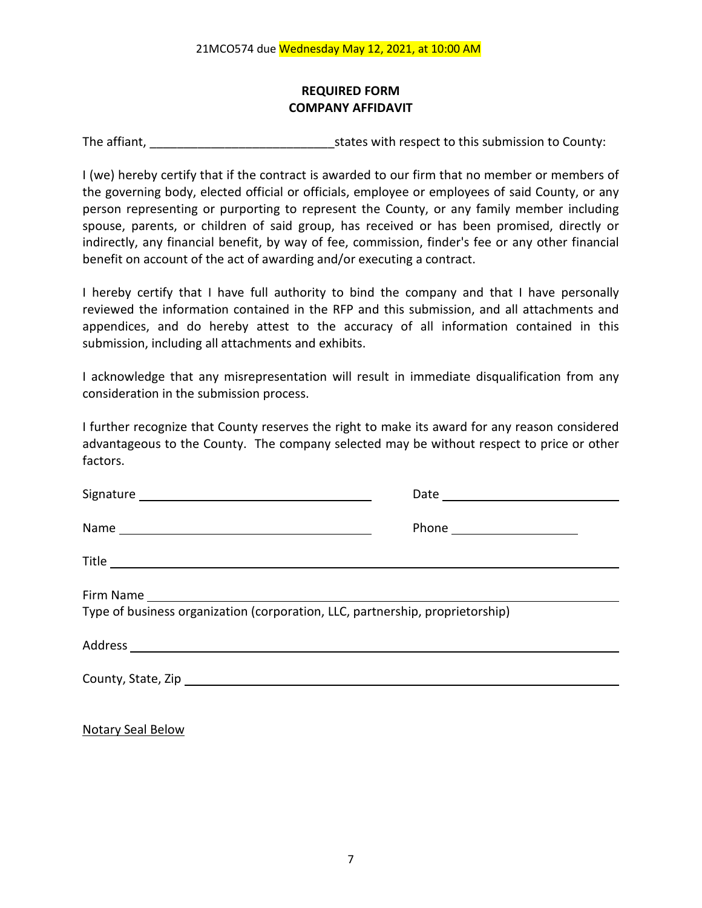21MCO574 due Wednesday May 12, 2021, at 10:00 AM

**REQUIRED FORM**
**COMPANY AFFIDAVIT**

The affiant, ___________________________states with respect to this submission to County:

I (we) hereby certify that if the contract is awarded to our firm that no member or members of the governing body, elected official or officials, employee or employees of said County, or any person representing or purporting to represent the County, or any family member including spouse, parents, or children of said group, has received or has been promised, directly or indirectly, any financial benefit, by way of fee, commission, finder's fee or any other financial benefit on account of the act of awarding and/or executing a contract.

I hereby certify that I have full authority to bind the company and that I have personally reviewed the information contained in the RFP and this submission, and all attachments and appendices, and do hereby attest to the accuracy of all information contained in this submission, including all attachments and exhibits.

I acknowledge that any misrepresentation will result in immediate disqualification from any consideration in the submission process.

I further recognize that County reserves the right to make its award for any reason considered advantageous to the County. The company selected may be without respect to price or other factors.

Signature ___________________________ Date ___________________________

Name ___________________________ Phone ___________________

Title ___________________________________________________________

Firm Name ___________________________________________________________
Type of business organization (corporation, LLC, partnership, proprietorship)

Address ___________________________________________________________

County, State, Zip ___________________________________________________________

Notary Seal Below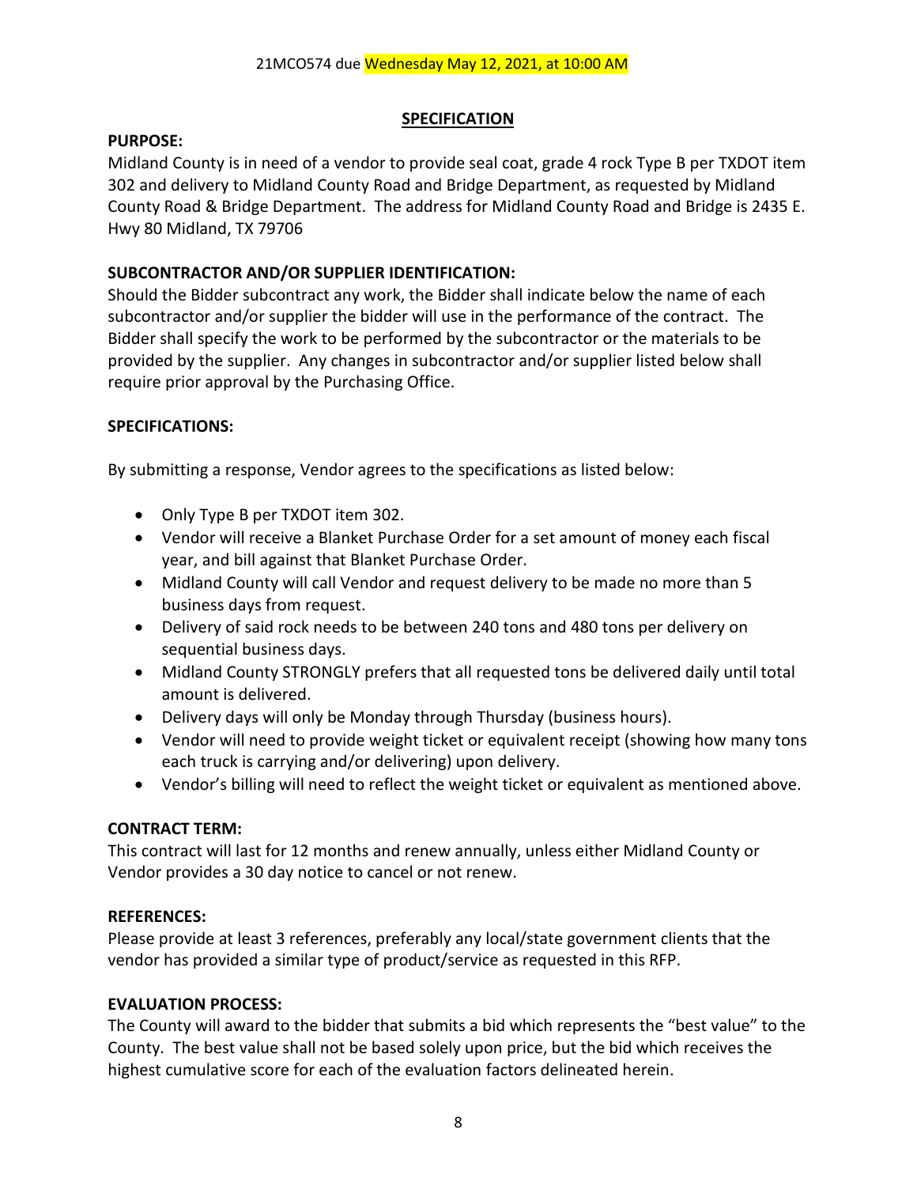21MCO574 due Wednesday May 12, 2021, at 10:00 AM

## SPECIFICATION

**PURPOSE:**

Midland County is in need of a vendor to provide seal coat, grade 4 rock Type B per TXDOT item 302 and delivery to Midland County Road and Bridge Department, as requested by Midland County Road & Bridge Department. The address for Midland County Road and Bridge is 2435 E. Hwy 80 Midland, TX 79706

**SUBCONTRACTOR AND/OR SUPPLIER IDENTIFICATION:**

Should the Bidder subcontract any work, the Bidder shall indicate below the name of each subcontractor and/or supplier the bidder will use in the performance of the contract. The Bidder shall specify the work to be performed by the subcontractor or the materials to be provided by the supplier. Any changes in subcontractor and/or supplier listed below shall require prior approval by the Purchasing Office.

**SPECIFICATIONS:**

By submitting a response, Vendor agrees to the specifications as listed below:

- Only Type B per TXDOT item 302.
- Vendor will receive a Blanket Purchase Order for a set amount of money each fiscal year, and bill against that Blanket Purchase Order.
- Midland County will call Vendor and request delivery to be made no more than 5 business days from request.
- Delivery of said rock needs to be between 240 tons and 480 tons per delivery on sequential business days.
- Midland County STRONGLY prefers that all requested tons be delivered daily until total amount is delivered.
- Delivery days will only be Monday through Thursday (business hours).
- Vendor will need to provide weight ticket or equivalent receipt (showing how many tons each truck is carrying and/or delivering) upon delivery.
- Vendor's billing will need to reflect the weight ticket or equivalent as mentioned above.

**CONTRACT TERM:**

This contract will last for 12 months and renew annually, unless either Midland County or Vendor provides a 30 day notice to cancel or not renew.

**REFERENCES:**

Please provide at least 3 references, preferably any local/state government clients that the vendor has provided a similar type of product/service as requested in this RFP.

**EVALUATION PROCESS:**

The County will award to the bidder that submits a bid which represents the "best value" to the County. The best value shall not be based solely upon price, but the bid which receives the highest cumulative score for each of the evaluation factors delineated herein.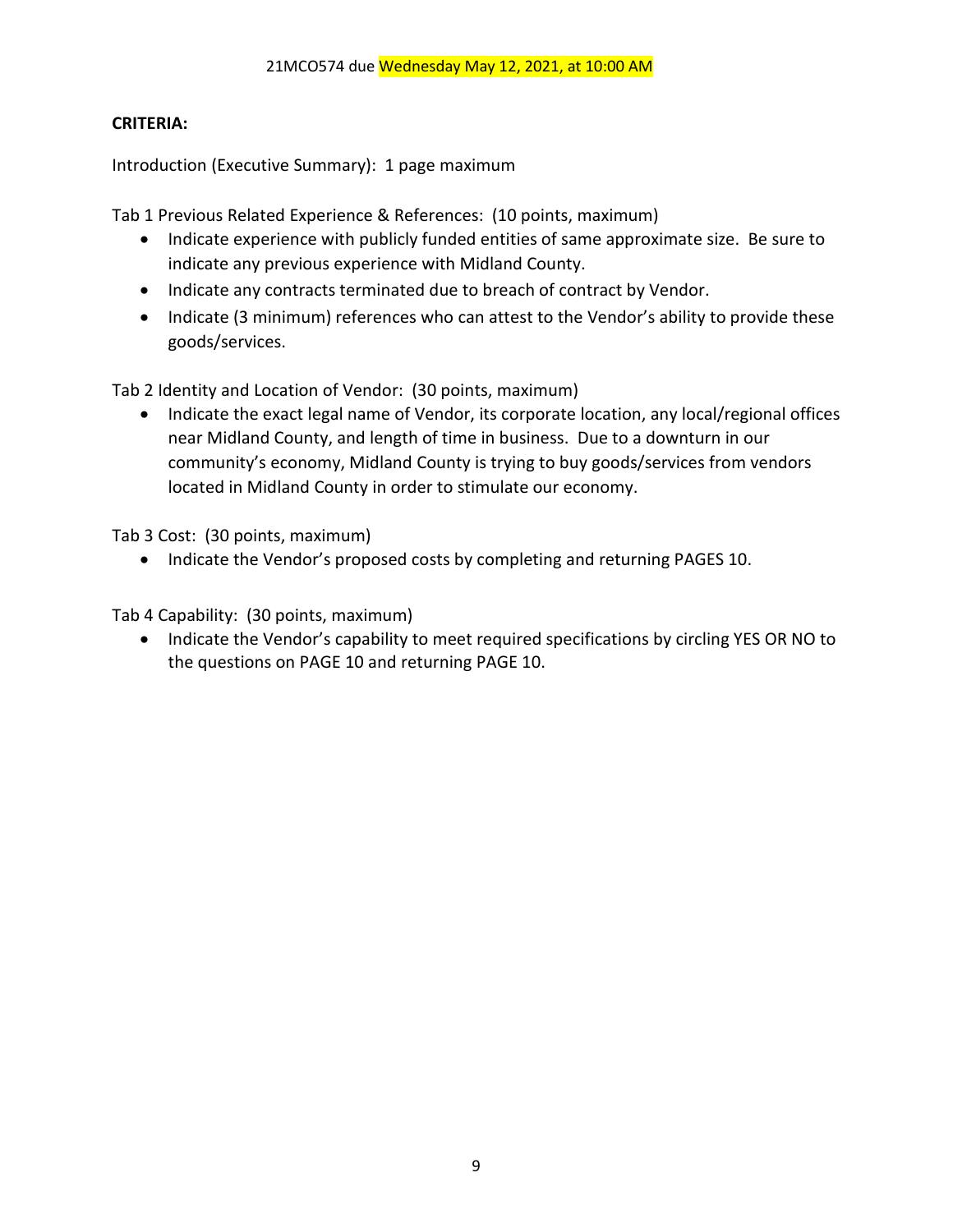21MCO574 due Wednesday May 12, 2021, at 10:00 AM

**CRITERIA:**

Introduction (Executive Summary): 1 page maximum

Tab 1 Previous Related Experience & References: (10 points, maximum)

- Indicate experience with publicly funded entities of same approximate size. Be sure to indicate any previous experience with Midland County.
- Indicate any contracts terminated due to breach of contract by Vendor.
- Indicate (3 minimum) references who can attest to the Vendor's ability to provide these goods/services.

Tab 2 Identity and Location of Vendor: (30 points, maximum)

- Indicate the exact legal name of Vendor, its corporate location, any local/regional offices near Midland County, and length of time in business. Due to a downturn in our community's economy, Midland County is trying to buy goods/services from vendors located in Midland County in order to stimulate our economy.

Tab 3 Cost: (30 points, maximum)

- Indicate the Vendor's proposed costs by completing and returning PAGES 10.

Tab 4 Capability: (30 points, maximum)

- Indicate the Vendor's capability to meet required specifications by circling YES OR NO to the questions on PAGE 10 and returning PAGE 10.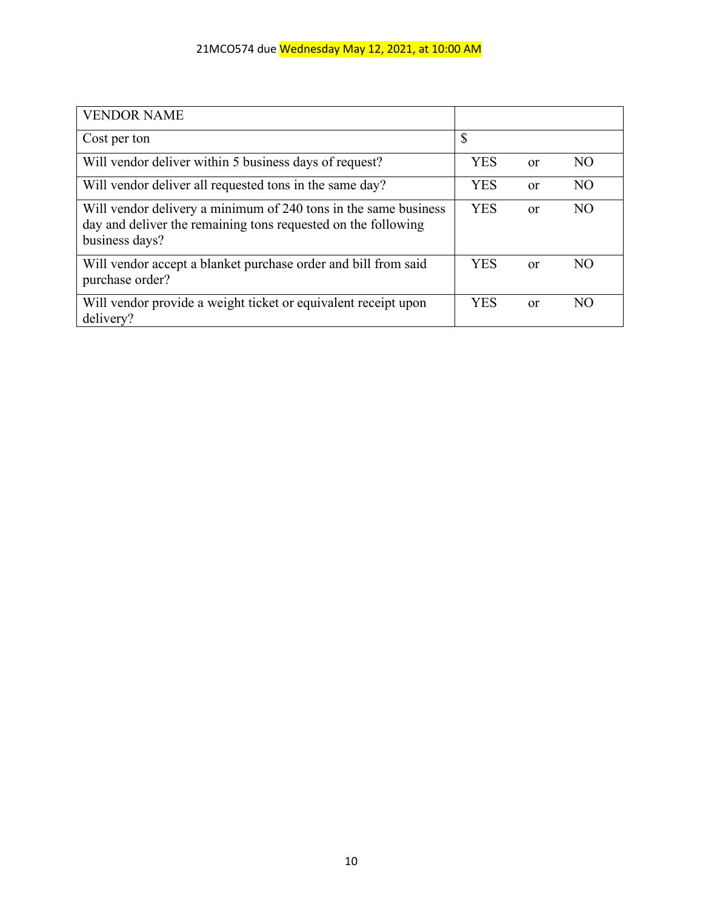21MCO574 due Wednesday May 12, 2021, at 10:00 AM

| | | | |
|---|---|---|---|
| VENDOR NAME | | | |
| Cost per ton | $ | | |
| Will vendor deliver within 5 business days of request? | YES | or | NO |
| Will vendor deliver all requested tons in the same day? | YES | or | NO |
| Will vendor delivery a minimum of 240 tons in the same business day and deliver the remaining tons requested on the following business days? | YES | or | NO |
| Will vendor accept a blanket purchase order and bill from said purchase order? | YES | or | NO |
| Will vendor provide a weight ticket or equivalent receipt upon delivery? | YES | or | NO |